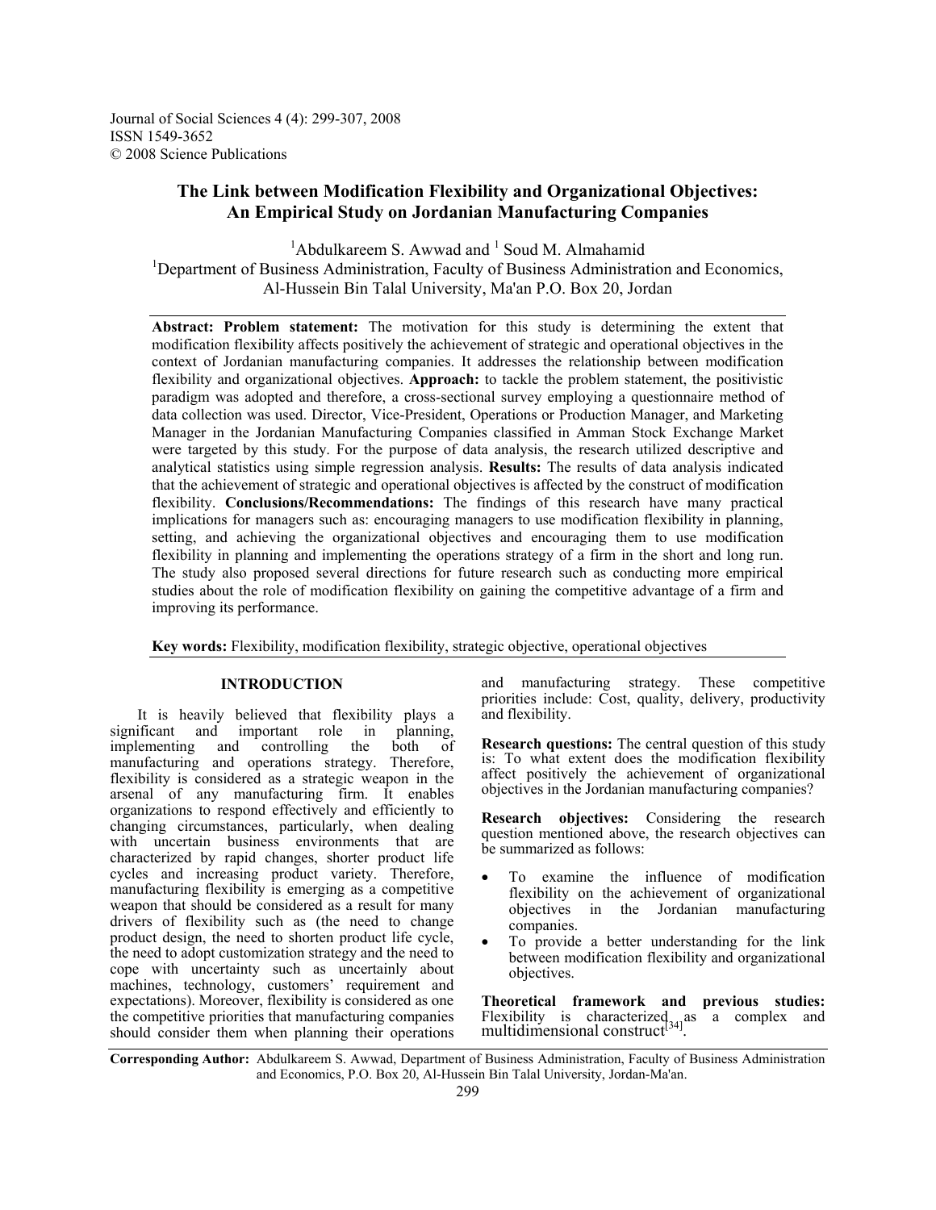Journal of Social Sciences 4 (4): 299-307, 2008
ISSN 1549-3652
© 2008 Science Publications

# The Link between Modification Flexibility and Organizational Objectives: An Empirical Study on Jordanian Manufacturing Companies

[1]Abdulkareem S. Awwad and [1] Soud M. Almahamid

[1]Department of Business Administration, Faculty of Business Administration and Economics, Al-Hussein Bin Talal University, Ma'an P.O. Box 20, Jordan

**Abstract: Problem statement:** The motivation for this study is determining the extent that modification flexibility affects positively the achievement of strategic and operational objectives in the context of Jordanian manufacturing companies. It addresses the relationship between modification flexibility and organizational objectives. **Approach:** to tackle the problem statement, the positivistic paradigm was adopted and therefore, a cross-sectional survey employing a questionnaire method of data collection was used. Director, Vice-President, Operations or Production Manager, and Marketing Manager in the Jordanian Manufacturing Companies classified in Amman Stock Exchange Market were targeted by this study. For the purpose of data analysis, the research utilized descriptive and analytical statistics using simple regression analysis. **Results:** The results of data analysis indicated that the achievement of strategic and operational objectives is affected by the construct of modification flexibility. **Conclusions/Recommendations:** The findings of this research have many practical implications for managers such as: encouraging managers to use modification flexibility in planning, setting, and achieving the organizational objectives and encouraging them to use modification flexibility in planning and implementing the operations strategy of a firm in the short and long run. The study also proposed several directions for future research such as conducting more empirical studies about the role of modification flexibility on gaining the competitive advantage of a firm and improving its performance.

**Key words:** Flexibility, modification flexibility, strategic objective, operational objectives

## INTRODUCTION

It is heavily believed that flexibility plays a significant and important role in planning, implementing and controlling the both of manufacturing and operations strategy. Therefore, flexibility is considered as a strategic weapon in the arsenal of any manufacturing firm. It enables organizations to respond effectively and efficiently to changing circumstances, particularly, when dealing with uncertain business environments that are characterized by rapid changes, shorter product life cycles and increasing product variety. Therefore, manufacturing flexibility is emerging as a competitive weapon that should be considered as a result for many drivers of flexibility such as (the need to change product design, the need to shorten product life cycle, the need to adopt customization strategy and the need to cope with uncertainty such as uncertainly about machines, technology, customers' requirement and expectations). Moreover, flexibility is considered as one the competitive priorities that manufacturing companies should consider them when planning their operations and manufacturing strategy. These competitive priorities include: Cost, quality, delivery, productivity and flexibility.

**Research questions:** The central question of this study is: To what extent does the modification flexibility affect positively the achievement of organizational objectives in the Jordanian manufacturing companies?

**Research objectives:** Considering the research question mentioned above, the research objectives can be summarized as follows:

- To examine the influence of modification flexibility on the achievement of organizational objectives in the Jordanian manufacturing companies.
- To provide a better understanding for the link between modification flexibility and organizational objectives.

**Theoretical framework and previous studies:** Flexibility is characterized as a complex and multidimensional construct[34].

**Corresponding Author:** Abdulkareem S. Awwad, Department of Business Administration, Faculty of Business Administration and Economics, P.O. Box 20, Al-Hussein Bin Talal University, Jordan-Ma'an.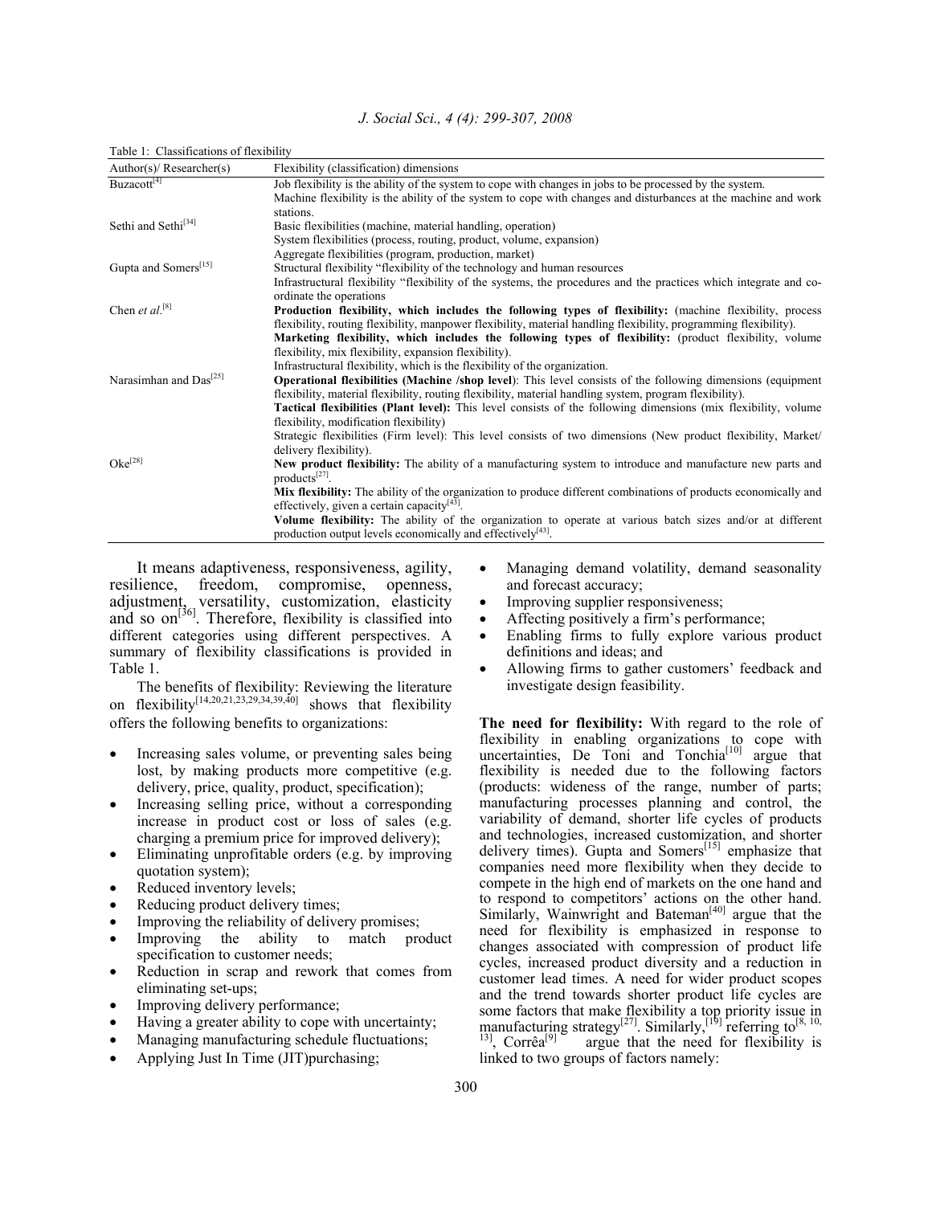Table 1: Classifications of flexibility

| Author(s)/ Researcher(s) | Flexibility (classification) dimensions |
|---|---|
| Buzacott[4] | Job flexibility is the ability of the system to cope with changes in jobs to be processed by the system.<br>Machine flexibility is the ability of the system to cope with changes and disturbances at the machine and work stations. |
| Sethi and Sethi[34] | Basic flexibilities (machine, material handling, operation)<br>System flexibilities (process, routing, product, volume, expansion)<br>Aggregate flexibilities (program, production, market) |
| Gupta and Somers[15] | Structural flexibility "flexibility of the technology and human resources<br>Infrastructural flexibility "flexibility of the systems, the procedures and the practices which integrate and co-ordinate the operations |
| Chen *et al*.[8] | **Production flexibility, which includes the following types of flexibility:** (machine flexibility, process flexibility, routing flexibility, manpower flexibility, material handling flexibility, programming flexibility).<br>**Marketing flexibility, which includes the following types of flexibility:** (product flexibility, volume flexibility, mix flexibility, expansion flexibility).<br>Infrastructural flexibility, which is the flexibility of the organization. |
| Narasimhan and Das[25] | **Operational flexibilities (Machine /shop level)**: This level consists of the following dimensions (equipment flexibility, material flexibility, routing flexibility, material handling system, program flexibility).<br>**Tactical flexibilities (Plant level):** This level consists of the following dimensions (mix flexibility, volume flexibility, modification flexibility)<br>Strategic flexibilities (Firm level): This level consists of two dimensions (New product flexibility, Market/ delivery flexibility). |
| Oke[28] | **New product flexibility:** The ability of a manufacturing system to introduce and manufacture new parts and products[27].<br>**Mix flexibility:** The ability of the organization to produce different combinations of products economically and effectively, given a certain capacity[43].<br>**Volume flexibility:** The ability of the organization to operate at various batch sizes and/or at different production output levels economically and effectively[43]. |

It means adaptiveness, responsiveness, agility, resilience, freedom, compromise, openness, adjustment, versatility, customization, elasticity and so on[36]. Therefore, flexibility is classified into different categories using different perspectives. A summary of flexibility classifications is provided in Table 1.

The benefits of flexibility: Reviewing the literature on flexibility[14,20,21,23,29,34,39,40] shows that flexibility offers the following benefits to organizations:

- Increasing sales volume, or preventing sales being lost, by making products more competitive (e.g. delivery, price, quality, product, specification);
- Increasing selling price, without a corresponding increase in product cost or loss of sales (e.g. charging a premium price for improved delivery);
- Eliminating unprofitable orders (e.g. by improving quotation system);
- Reduced inventory levels;
- Reducing product delivery times;
- Improving the reliability of delivery promises;
- Improving the ability to match product specification to customer needs;
- Reduction in scrap and rework that comes from eliminating set-ups;
- Improving delivery performance;
- Having a greater ability to cope with uncertainty;
- Managing manufacturing schedule fluctuations;
- Applying Just In Time (JIT)purchasing;
- Managing demand volatility, demand seasonality and forecast accuracy;
- Improving supplier responsiveness;
- Affecting positively a firm's performance;
- Enabling firms to fully explore various product definitions and ideas; and
- Allowing firms to gather customers' feedback and investigate design feasibility.

**The need for flexibility:** With regard to the role of flexibility in enabling organizations to cope with uncertainties, De Toni and Tonchia[10] argue that flexibility is needed due to the following factors (products: wideness of the range, number of parts; manufacturing processes planning and control, the variability of demand, shorter life cycles of products and technologies, increased customization, and shorter delivery times). Gupta and Somers[15] emphasize that companies need more flexibility when they decide to compete in the high end of markets on the one hand and to respond to competitors' actions on the other hand. Similarly, Wainwright and Bateman[40] argue that the need for flexibility is emphasized in response to changes associated with compression of product life cycles, increased product diversity and a reduction in customer lead times. A need for wider product scopes and the trend towards shorter product life cycles are some factors that make flexibility a top priority issue in manufacturing strategy[27]. Similarly,[19] referring to[8, 10, 13], Corrêa[9] argue that the need for flexibility is linked to two groups of factors namely: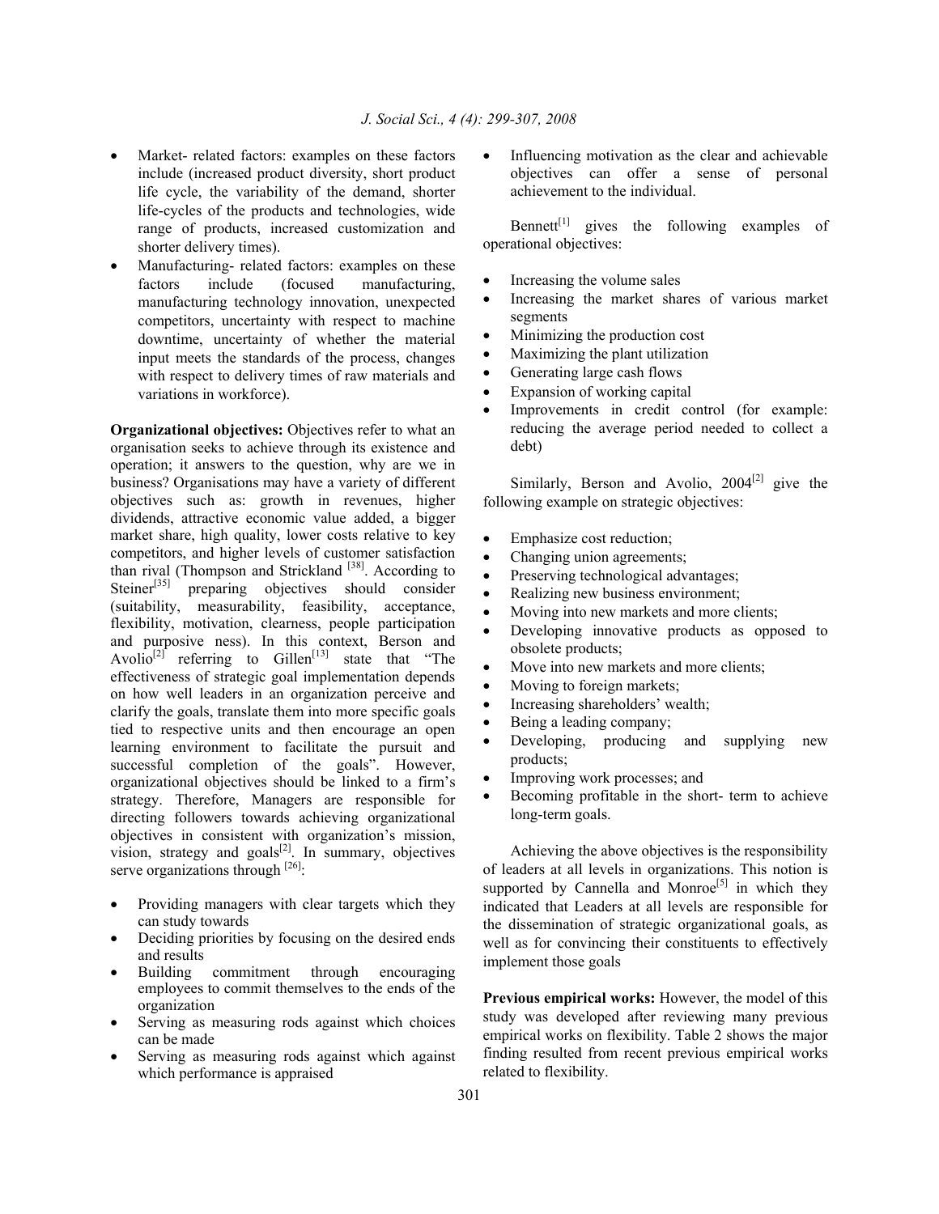- Market- related factors: examples on these factors include (increased product diversity, short product life cycle, the variability of the demand, shorter life-cycles of the products and technologies, wide range of products, increased customization and shorter delivery times).
- Manufacturing- related factors: examples on these factors include (focused manufacturing, manufacturing technology innovation, unexpected competitors, uncertainty with respect to machine downtime, uncertainty of whether the material input meets the standards of the process, changes with respect to delivery times of raw materials and variations in workforce).

**Organizational objectives:** Objectives refer to what an organisation seeks to achieve through its existence and operation; it answers to the question, why are we in business? Organisations may have a variety of different objectives such as: growth in revenues, higher dividends, attractive economic value added, a bigger market share, high quality, lower costs relative to key competitors, and higher levels of customer satisfaction than rival (Thompson and Strickland [38]. According to Steiner[35] preparing objectives should consider (suitability, measurability, feasibility, acceptance, flexibility, motivation, clearness, people participation and purposive ness). In this context, Berson and Avolio[2] referring to Gillen[13] state that "The effectiveness of strategic goal implementation depends on how well leaders in an organization perceive and clarify the goals, translate them into more specific goals tied to respective units and then encourage an open learning environment to facilitate the pursuit and successful completion of the goals". However, organizational objectives should be linked to a firm's strategy. Therefore, Managers are responsible for directing followers towards achieving organizational objectives in consistent with organization's mission, vision, strategy and goals[2]. In summary, objectives serve organizations through [26]:

- Providing managers with clear targets which they can study towards
- Deciding priorities by focusing on the desired ends and results
- Building commitment through encouraging employees to commit themselves to the ends of the organization
- Serving as measuring rods against which choices can be made
- Serving as measuring rods against which against which performance is appraised
- Influencing motivation as the clear and achievable objectives can offer a sense of personal achievement to the individual.

Bennett[1] gives the following examples of operational objectives:

- Increasing the volume sales
- Increasing the market shares of various market segments
- Minimizing the production cost
- Maximizing the plant utilization
- Generating large cash flows
- Expansion of working capital
- Improvements in credit control (for example: reducing the average period needed to collect a debt)

Similarly, Berson and Avolio, 2004[2] give the following example on strategic objectives:

- Emphasize cost reduction;
- Changing union agreements;
- Preserving technological advantages;
- Realizing new business environment;
- Moving into new markets and more clients;
- Developing innovative products as opposed to obsolete products;
- Move into new markets and more clients;
- Moving to foreign markets;
- Increasing shareholders' wealth;
- Being a leading company;
- Developing, producing and supplying new products;
- Improving work processes; and
- Becoming profitable in the short- term to achieve long-term goals.

Achieving the above objectives is the responsibility of leaders at all levels in organizations. This notion is supported by Cannella and Monroe[5] in which they indicated that Leaders at all levels are responsible for the dissemination of strategic organizational goals, as well as for convincing their constituents to effectively implement those goals

**Previous empirical works:** However, the model of this study was developed after reviewing many previous empirical works on flexibility. Table 2 shows the major finding resulted from recent previous empirical works related to flexibility.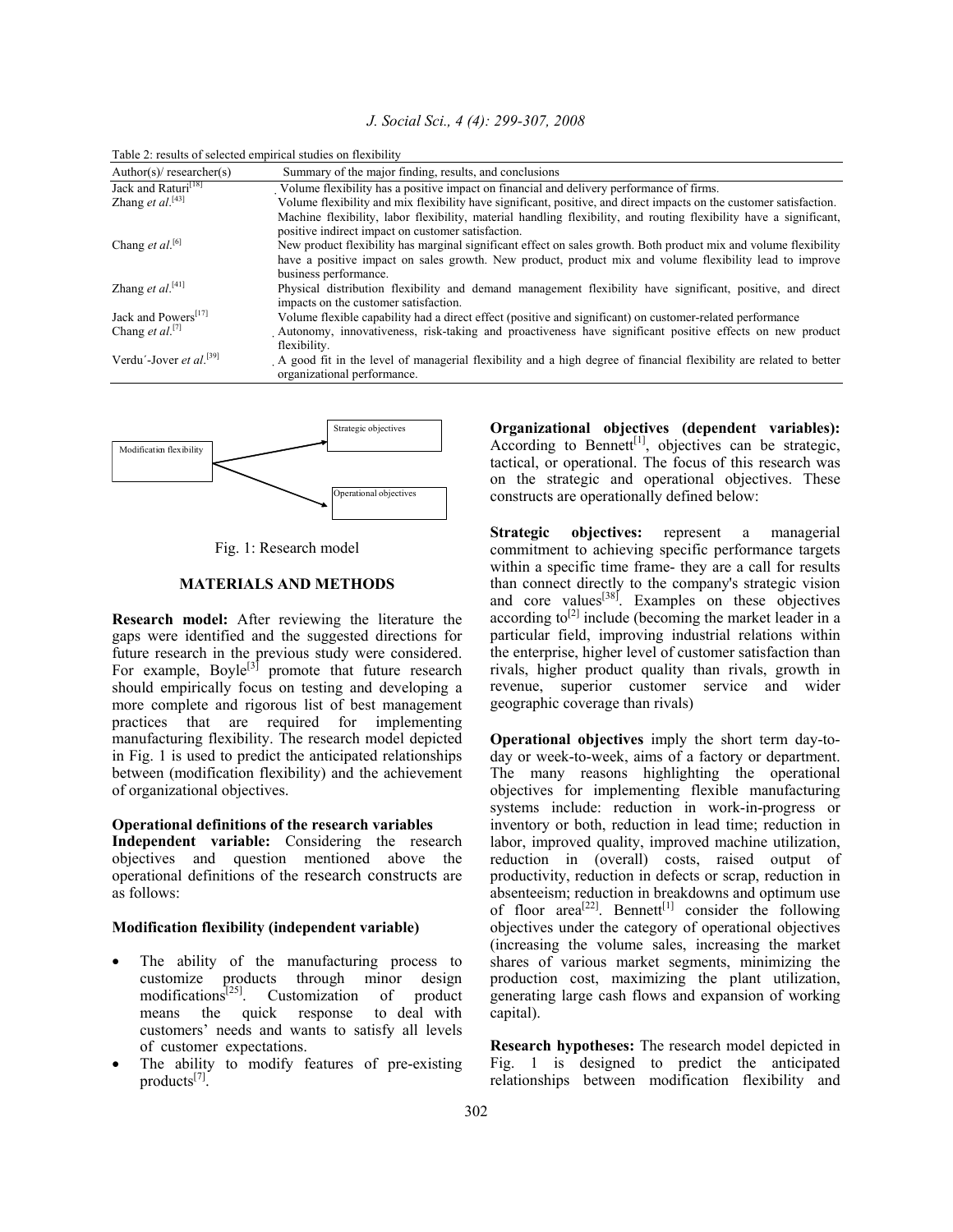Table 2: results of selected empirical studies on flexibility

| Author(s)/ researcher(s) | Summary of the major finding, results, and conclusions |
|---|---|
| Jack and Raturi[18] | Volume flexibility has a positive impact on financial and delivery performance of firms. |
| Zhang *et al*.[43] | Volume flexibility and mix flexibility have significant, positive, and direct impacts on the customer satisfaction. Machine flexibility, labor flexibility, material handling flexibility, and routing flexibility have a significant, positive indirect impact on customer satisfaction. |
| Chang *et al*.[6] | New product flexibility has marginal significant effect on sales growth. Both product mix and volume flexibility have a positive impact on sales growth. New product, product mix and volume flexibility lead to improve business performance. |
| Zhang *et al*.[41] | Physical distribution flexibility and demand management flexibility have significant, positive, and direct impacts on the customer satisfaction. |
| Jack and Powers[17] | Volume flexible capability had a direct effect (positive and significant) on customer-related performance |
| Chang *et al*.[7] | Autonomy, innovativeness, risk-taking and proactiveness have significant positive effects on new product flexibility. |
| Verdu´-Jover *et al*.[39] | A good fit in the level of managerial flexibility and a high degree of financial flexibility are related to better organizational performance. |

Modification flexibility → Strategic objectives; Modification flexibility → Operational objectives

Fig. 1: Research model

## MATERIALS AND METHODS

**Research model:** After reviewing the literature the gaps were identified and the suggested directions for future research in the previous study were considered. For example, Boyle[3] promote that future research should empirically focus on testing and developing a more complete and rigorous list of best management practices that are required for implementing manufacturing flexibility. The research model depicted in Fig. 1 is used to predict the anticipated relationships between (modification flexibility) and the achievement of organizational objectives.

### Operational definitions of the research variables

**Independent variable:** Considering the research objectives and question mentioned above the operational definitions of the research constructs are as follows:

**Modification flexibility (independent variable)**

- The ability of the manufacturing process to customize products through minor design modifications[25]. Customization of product means the quick response to deal with customers' needs and wants to satisfy all levels of customer expectations.
- The ability to modify features of pre-existing products[7].

**Organizational objectives (dependent variables):** According to Bennett[1], objectives can be strategic, tactical, or operational. The focus of this research was on the strategic and operational objectives. These constructs are operationally defined below:

**Strategic objectives:** represent a managerial commitment to achieving specific performance targets within a specific time frame- they are a call for results than connect directly to the company's strategic vision and core values[38]. Examples on these objectives according to[2] include (becoming the market leader in a particular field, improving industrial relations within the enterprise, higher level of customer satisfaction than rivals, higher product quality than rivals, growth in revenue, superior customer service and wider geographic coverage than rivals)

**Operational objectives** imply the short term day-to-day or week-to-week, aims of a factory or department. The many reasons highlighting the operational objectives for implementing flexible manufacturing systems include: reduction in work-in-progress or inventory or both, reduction in lead time; reduction in labor, improved quality, improved machine utilization, reduction in (overall) costs, raised output of productivity, reduction in defects or scrap, reduction in absenteeism; reduction in breakdowns and optimum use of floor area[22]. Bennett[1] consider the following objectives under the category of operational objectives (increasing the volume sales, increasing the market shares of various market segments, minimizing the production cost, maximizing the plant utilization, generating large cash flows and expansion of working capital).

**Research hypotheses:** The research model depicted in Fig. 1 is designed to predict the anticipated relationships between modification flexibility and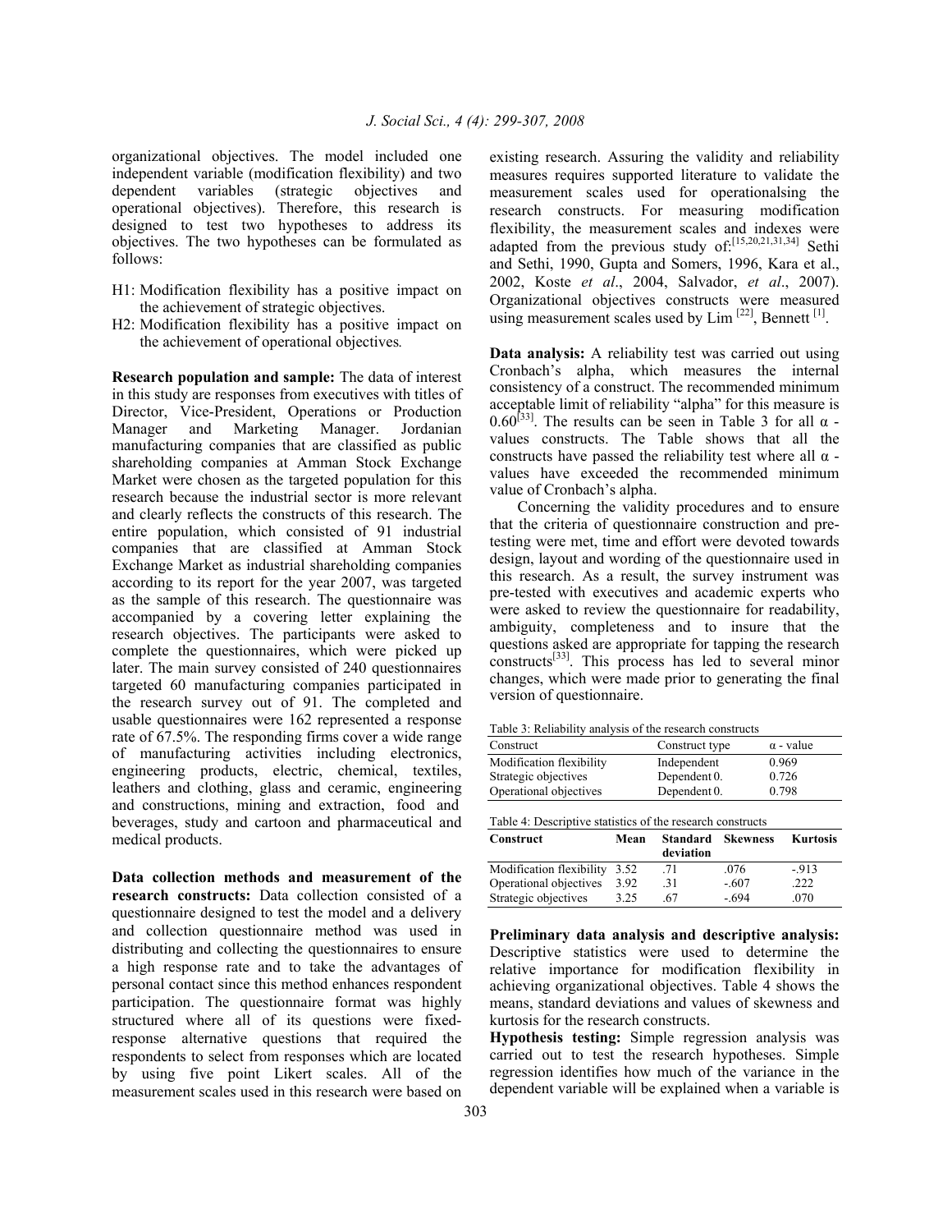organizational objectives. The model included one independent variable (modification flexibility) and two dependent variables (strategic objectives and operational objectives). Therefore, this research is designed to test two hypotheses to address its objectives. The two hypotheses can be formulated as follows:

- H1: Modification flexibility has a positive impact on the achievement of strategic objectives.
- H2: Modification flexibility has a positive impact on the achievement of operational objectives.

**Research population and sample:** The data of interest in this study are responses from executives with titles of Director, Vice-President, Operations or Production Manager and Marketing Manager. Jordanian manufacturing companies that are classified as public shareholding companies at Amman Stock Exchange Market were chosen as the targeted population for this research because the industrial sector is more relevant and clearly reflects the constructs of this research. The entire population, which consisted of 91 industrial companies that are classified at Amman Stock Exchange Market as industrial shareholding companies according to its report for the year 2007, was targeted as the sample of this research. The questionnaire was accompanied by a covering letter explaining the research objectives. The participants were asked to complete the questionnaires, which were picked up later. The main survey consisted of 240 questionnaires targeted 60 manufacturing companies participated in the research survey out of 91. The completed and usable questionnaires were 162 represented a response rate of 67.5%. The responding firms cover a wide range of manufacturing activities including electronics, engineering products, electric, chemical, textiles, leathers and clothing, glass and ceramic, engineering and constructions, mining and extraction, food and beverages, study and cartoon and pharmaceutical and medical products.

**Data collection methods and measurement of the research constructs:** Data collection consisted of a questionnaire designed to test the model and a delivery and collection questionnaire method was used in distributing and collecting the questionnaires to ensure a high response rate and to take the advantages of personal contact since this method enhances respondent participation. The questionnaire format was highly structured where all of its questions were fixed-response alternative questions that required the respondents to select from responses which are located by using five point Likert scales. All of the measurement scales used in this research were based on existing research. Assuring the validity and reliability measures requires supported literature to validate the measurement scales used for operationalsing the research constructs. For measuring modification flexibility, the measurement scales and indexes were adapted from the previous study of:[15,20,21,31,34] Sethi and Sethi, 1990, Gupta and Somers, 1996, Kara et al., 2002, Koste *et al*., 2004, Salvador, *et al*., 2007). Organizational objectives constructs were measured using measurement scales used by Lim [22], Bennett [1].

**Data analysis:** A reliability test was carried out using Cronbach's alpha, which measures the internal consistency of a construct. The recommended minimum acceptable limit of reliability "alpha" for this measure is 0.60[33]. The results can be seen in Table 3 for all α - values constructs. The Table shows that all the constructs have passed the reliability test where all α - values have exceeded the recommended minimum value of Cronbach's alpha.

Concerning the validity procedures and to ensure that the criteria of questionnaire construction and pre-testing were met, time and effort were devoted towards design, layout and wording of the questionnaire used in this research. As a result, the survey instrument was pre-tested with executives and academic experts who were asked to review the questionnaire for readability, ambiguity, completeness and to insure that the questions asked are appropriate for tapping the research constructs[33]. This process has led to several minor changes, which were made prior to generating the final version of questionnaire.

Table 3: Reliability analysis of the research constructs

| Construct | Construct type | α - value |
|---|---|---|
| Modification flexibility | Independent | 0.969 |
| Strategic objectives | Dependent 0. | 0.726 |
| Operational objectives | Dependent 0. | 0.798 |

Table 4: Descriptive statistics of the research constructs

| Construct | Mean | Standard deviation | Skewness | Kurtosis |
|---|---|---|---|---|
| Modification flexibility | 3.52 | .71 | .076 | -.913 |
| Operational objectives | 3.92 | .31 | -.607 | .222 |
| Strategic objectives | 3.25 | .67 | -.694 | .070 |

**Preliminary data analysis and descriptive analysis:** Descriptive statistics were used to determine the relative importance for modification flexibility in achieving organizational objectives. Table 4 shows the means, standard deviations and values of skewness and kurtosis for the research constructs.

**Hypothesis testing:** Simple regression analysis was carried out to test the research hypotheses. Simple regression identifies how much of the variance in the dependent variable will be explained when a variable is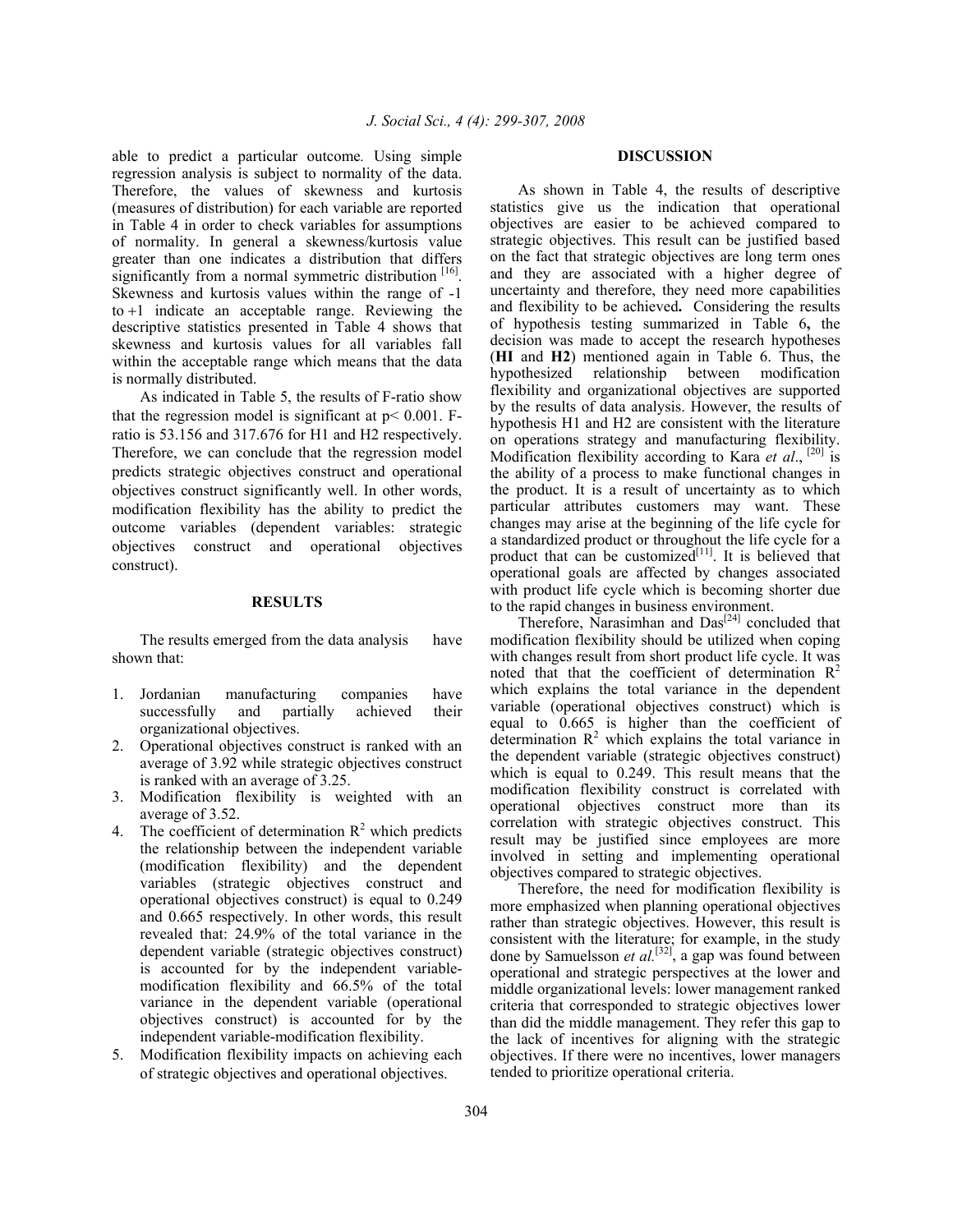able to predict a particular outcome. Using simple regression analysis is subject to normality of the data. Therefore, the values of skewness and kurtosis (measures of distribution) for each variable are reported in Table 4 in order to check variables for assumptions of normality. In general a skewness/kurtosis value greater than one indicates a distribution that differs significantly from a normal symmetric distribution [16]. Skewness and kurtosis values within the range of -1 to +1 indicate an acceptable range. Reviewing the descriptive statistics presented in Table 4 shows that skewness and kurtosis values for all variables fall within the acceptable range which means that the data is normally distributed.

As indicated in Table 5, the results of F-ratio show that the regression model is significant at $p < 0.001$. F-ratio is 53.156 and 317.676 for H1 and H2 respectively. Therefore, we can conclude that the regression model predicts strategic objectives construct and operational objectives construct significantly well. In other words, modification flexibility has the ability to predict the outcome variables (dependent variables: strategic objectives construct and operational objectives construct).

## RESULTS

The results emerged from the data analysis have shown that:

1. Jordanian manufacturing companies have successfully and partially achieved their organizational objectives.
2. Operational objectives construct is ranked with an average of 3.92 while strategic objectives construct is ranked with an average of 3.25.
3. Modification flexibility is weighted with an average of 3.52.
4. The coefficient of determination $R^2$ which predicts the relationship between the independent variable (modification flexibility) and the dependent variables (strategic objectives construct and operational objectives construct) is equal to 0.249 and 0.665 respectively. In other words, this result revealed that: 24.9% of the total variance in the dependent variable (strategic objectives construct) is accounted for by the independent variable-modification flexibility and 66.5% of the total variance in the dependent variable (operational objectives construct) is accounted for by the independent variable-modification flexibility.
5. Modification flexibility impacts on achieving each of strategic objectives and operational objectives.

## DISCUSSION

As shown in Table 4, the results of descriptive statistics give us the indication that operational objectives are easier to be achieved compared to strategic objectives. This result can be justified based on the fact that strategic objectives are long term ones and they are associated with a higher degree of uncertainty and therefore, they need more capabilities and flexibility to be achieved**.** Considering the results of hypothesis testing summarized in Table 6**,** the decision was made to accept the research hypotheses (**HI** and **H2**) mentioned again in Table 6. Thus, the hypothesized relationship between modification flexibility and organizational objectives are supported by the results of data analysis. However, the results of hypothesis H1 and H2 are consistent with the literature on operations strategy and manufacturing flexibility. Modification flexibility according to Kara *et al*., [20] is the ability of a process to make functional changes in the product. It is a result of uncertainty as to which particular attributes customers may want. These changes may arise at the beginning of the life cycle for a standardized product or throughout the life cycle for a product that can be customized[11]. It is believed that operational goals are affected by changes associated with product life cycle which is becoming shorter due to the rapid changes in business environment.

Therefore, Narasimhan and Das[24] concluded that modification flexibility should be utilized when coping with changes result from short product life cycle. It was noted that the coefficient of determination $R^2$ which explains the total variance in the dependent variable (operational objectives construct) which is equal to 0.665 is higher than the coefficient of determination $R^2$ which explains the total variance in the dependent variable (strategic objectives construct) which is equal to 0.249. This result means that the modification flexibility construct is correlated with operational objectives construct more than its correlation with strategic objectives construct. This result may be justified since employees are more involved in setting and implementing operational objectives compared to strategic objectives.

Therefore, the need for modification flexibility is more emphasized when planning operational objectives rather than strategic objectives. However, this result is consistent with the literature; for example, in the study done by Samuelsson *et al.*[32], a gap was found between operational and strategic perspectives at the lower and middle organizational levels: lower management ranked criteria that corresponded to strategic objectives lower than did the middle management. They refer this gap to the lack of incentives for aligning with the strategic objectives. If there were no incentives, lower managers tended to prioritize operational criteria.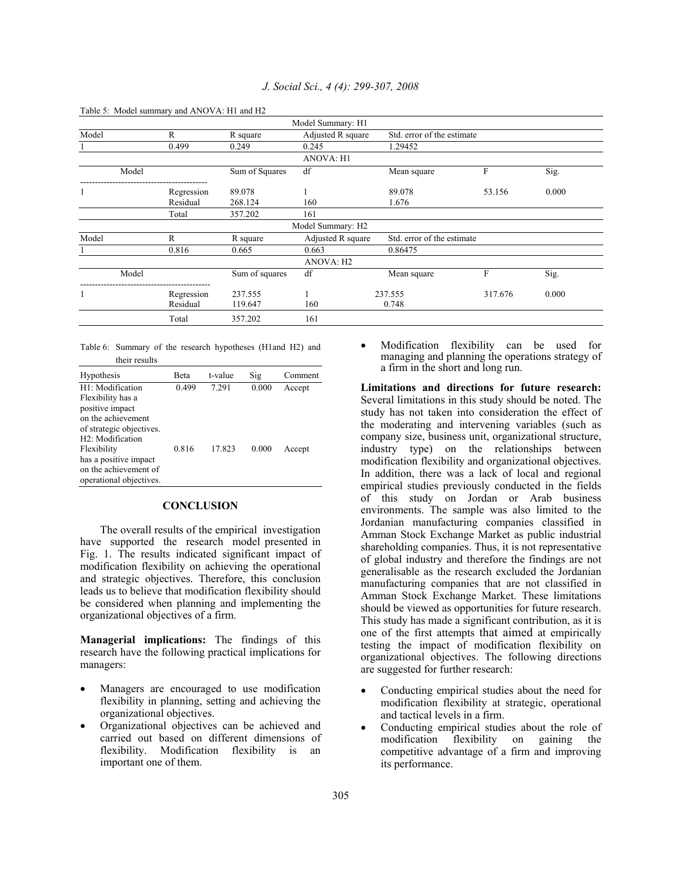Table 5: Model summary and ANOVA: H1 and H2

| Model Summary: H1 | | | | | | |
|---|---|---|---|---|---|---|
| Model | R | R square | Adjusted R square | Std. error of the estimate | | |
| 1 | 0.499 | 0.249 | 0.245 | 1.29452 | | |
| ANOVA: H1 | | | | | | |
| Model | | Sum of Squares | df | Mean square | F | Sig. |
| 1 | Regression | 89.078 | 1 | 89.078 | 53.156 | 0.000 |
| | Residual | 268.124 | 160 | 1.676 | | |
| | Total | 357.202 | 161 | | | |
| Model Summary: H2 | | | | | | |
| Model | R | R square | Adjusted R square | Std. error of the estimate | | |
| 1 | 0.816 | 0.665 | 0.663 | 0.86475 | | |
| ANOVA: H2 | | | | | | |
| Model | | Sum of squares | df | Mean square | F | Sig. |
| 1 | Regression | 237.555 | 1 | 237.555 | 317.676 | 0.000 |
| | Residual | 119.647 | 160 | 0.748 | | |
| | Total | 357.202 | 161 | | | |

Table 6: Summary of the research hypotheses (H1and H2) and their results

| Hypothesis | Beta | t-value | Sig | Comment |
|---|---|---|---|---|
| H1: Modification Flexibility has a positive impact on the achievement of strategic objectives. | 0.499 | 7.291 | 0.000 | Accept |
| H2: Modification Flexibility has a positive impact on the achievement of operational objectives. | 0.816 | 17.823 | 0.000 | Accept |

## CONCLUSION

The overall results of the empirical investigation have supported the research model presented in Fig. 1. The results indicated significant impact of modification flexibility on achieving the operational and strategic objectives. Therefore, this conclusion leads us to believe that modification flexibility should be considered when planning and implementing the organizational objectives of a firm.

**Managerial implications:** The findings of this research have the following practical implications for managers:

- Managers are encouraged to use modification flexibility in planning, setting and achieving the organizational objectives.
- Organizational objectives can be achieved and carried out based on different dimensions of flexibility. Modification flexibility is an important one of them.
- Modification flexibility can be used for managing and planning the operations strategy of a firm in the short and long run.

**Limitations and directions for future research:** Several limitations in this study should be noted. The study has not taken into consideration the effect of the moderating and intervening variables (such as company size, business unit, organizational structure, industry type) on the relationships between modification flexibility and organizational objectives. In addition, there was a lack of local and regional empirical studies previously conducted in the fields of this study on Jordan or Arab business environments. The sample was also limited to the Jordanian manufacturing companies classified in Amman Stock Exchange Market as public industrial shareholding companies. Thus, it is not representative of global industry and therefore the findings are not generalisable as the research excluded the Jordanian manufacturing companies that are not classified in Amman Stock Exchange Market. These limitations should be viewed as opportunities for future research. This study has made a significant contribution, as it is one of the first attempts that aimed at empirically testing the impact of modification flexibility on organizational objectives. The following directions are suggested for further research:

- Conducting empirical studies about the need for modification flexibility at strategic, operational and tactical levels in a firm.
- Conducting empirical studies about the role of modification flexibility on gaining the competitive advantage of a firm and improving its performance.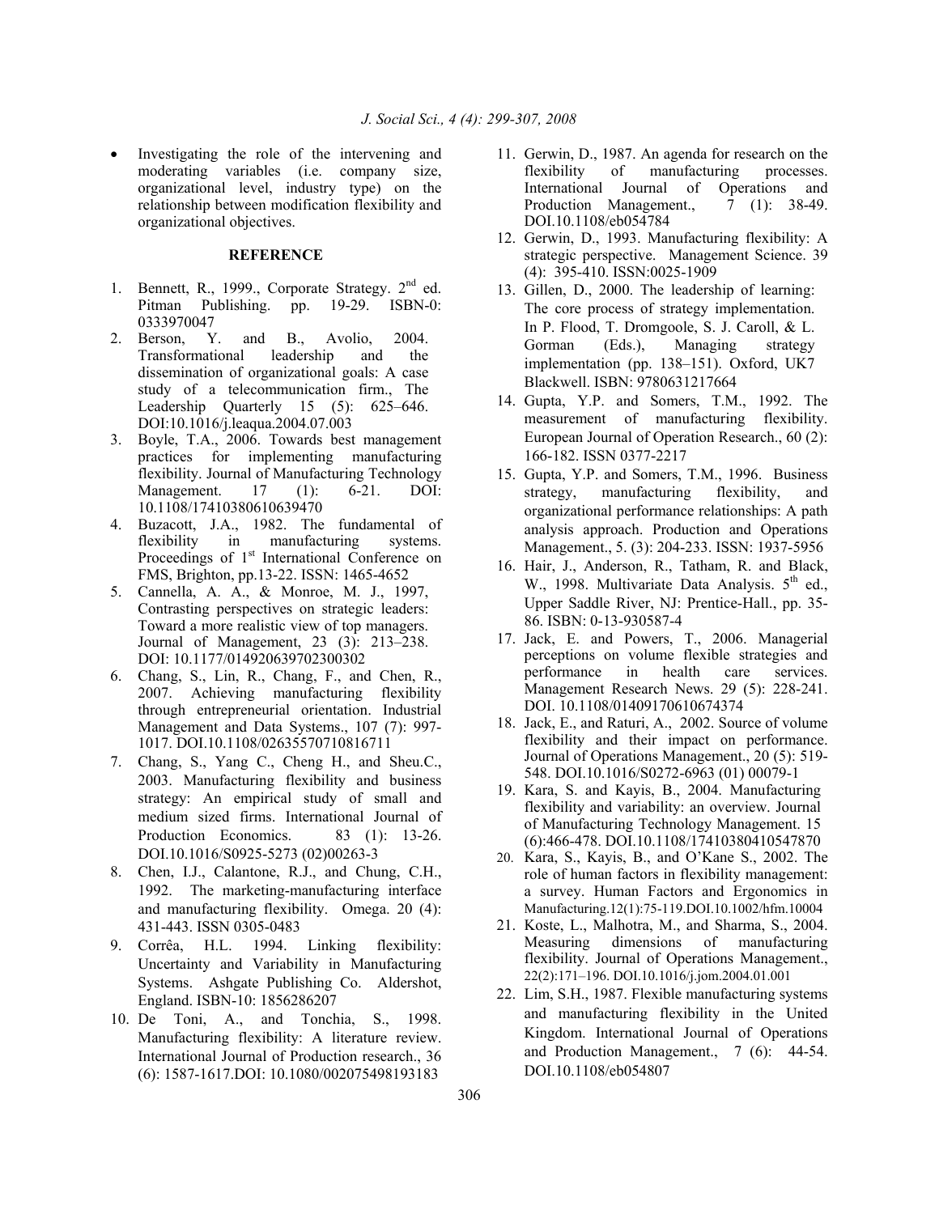- Investigating the role of the intervening and moderating variables (i.e. company size, organizational level, industry type) on the relationship between modification flexibility and organizational objectives.

## REFERENCE

1. Bennett, R., 1999., Corporate Strategy. 2nd ed. Pitman Publishing. pp. 19-29. ISBN-0: 0333970047
2. Berson, Y. and B., Avolio, 2004. Transformational leadership and the dissemination of organizational goals: A case study of a telecommunication firm., The Leadership Quarterly 15 (5): 625–646. DOI:10.1016/j.leaqua.2004.07.003
3. Boyle, T.A., 2006. Towards best management practices for implementing manufacturing flexibility. Journal of Manufacturing Technology Management. 17 (1): 6-21. DOI: 10.1108/17410380610639470
4. Buzacott, J.A., 1982. The fundamental of flexibility in manufacturing systems. Proceedings of 1st International Conference on FMS, Brighton, pp.13-22. ISSN: 1465-4652
5. Cannella, A. A., & Monroe, M. J., 1997, Contrasting perspectives on strategic leaders: Toward a more realistic view of top managers. Journal of Management, 23 (3): 213–238. DOI: 10.1177/014920639702300302
6. Chang, S., Lin, R., Chang, F., and Chen, R., 2007. Achieving manufacturing flexibility through entrepreneurial orientation. Industrial Management and Data Systems., 107 (7): 997-1017. DOI.10.1108/02635570710816711
7. Chang, S., Yang C., Cheng H., and Sheu.C., 2003. Manufacturing flexibility and business strategy: An empirical study of small and medium sized firms. International Journal of Production Economics. 83 (1): 13-26. DOI.10.1016/S0925-5273 (02)00263-3
8. Chen, I.J., Calantone, R.J., and Chung, C.H., 1992. The marketing-manufacturing interface and manufacturing flexibility. Omega. 20 (4): 431-443. ISSN 0305-0483
9. Corrêa, H.L. 1994. Linking flexibility: Uncertainty and Variability in Manufacturing Systems. Ashgate Publishing Co. Aldershot, England. ISBN-10: 1856286207
10. De Toni, A., and Tonchia, S., 1998. Manufacturing flexibility: A literature review. International Journal of Production research., 36 (6): 1587-1617.DOI: 10.1080/002075498193183
11. Gerwin, D., 1987. An agenda for research on the flexibility of manufacturing processes. International Journal of Operations and Production Management., 7 (1): 38-49. DOI.10.1108/eb054784
12. Gerwin, D., 1993. Manufacturing flexibility: A strategic perspective. Management Science. 39 (4): 395-410. ISSN:0025-1909
13. Gillen, D., 2000. The leadership of learning: The core process of strategy implementation. In P. Flood, T. Dromgoole, S. J. Caroll, & L. Gorman (Eds.), Managing strategy implementation (pp. 138–151). Oxford, UK7 Blackwell. ISBN: 9780631217664
14. Gupta, Y.P. and Somers, T.M., 1992. The measurement of manufacturing flexibility. European Journal of Operation Research., 60 (2): 166-182. ISSN 0377-2217
15. Gupta, Y.P. and Somers, T.M., 1996. Business strategy, manufacturing flexibility, and organizational performance relationships: A path analysis approach. Production and Operations Management., 5. (3): 204-233. ISSN: 1937-5956
16. Hair, J., Anderson, R., Tatham, R. and Black, W., 1998. Multivariate Data Analysis. 5th ed., Upper Saddle River, NJ: Prentice-Hall., pp. 35-86. ISBN: 0-13-930587-4
17. Jack, E. and Powers, T., 2006. Managerial perceptions on volume flexible strategies and performance in health care services. Management Research News. 29 (5): 228-241. DOI. 10.1108/01409170610674374
18. Jack, E., and Raturi, A., 2002. Source of volume flexibility and their impact on performance. Journal of Operations Management., 20 (5): 519-548. DOI.10.1016/S0272-6963 (01) 00079-1
19. Kara, S. and Kayis, B., 2004. Manufacturing flexibility and variability: an overview. Journal of Manufacturing Technology Management. 15 (6):466-478. DOI.10.1108/17410380410547870
20. Kara, S., Kayis, B., and O'Kane S., 2002. The role of human factors in flexibility management: a survey. Human Factors and Ergonomics in Manufacturing.12(1):75-119.DOI.10.1002/hfm.10004
21. Koste, L., Malhotra, M., and Sharma, S., 2004. Measuring dimensions of manufacturing flexibility. Journal of Operations Management., 22(2):171–196. DOI.10.1016/j.jom.2004.01.001
22. Lim, S.H., 1987. Flexible manufacturing systems and manufacturing flexibility in the United Kingdom. International Journal of Operations and Production Management., 7 (6): 44-54. DOI.10.1108/eb054807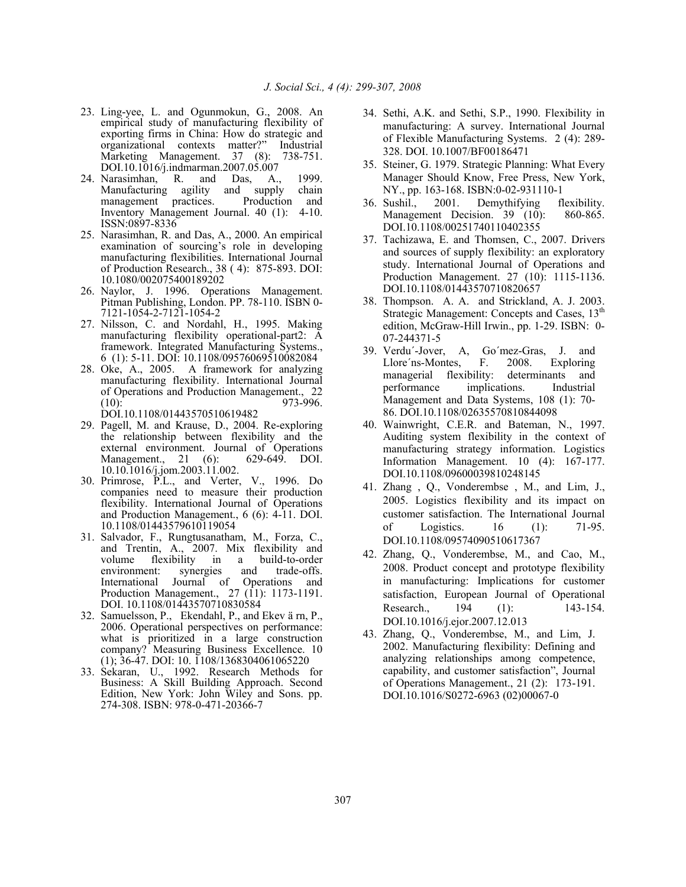23. Ling-yee, L. and Ogunmokun, G., 2008. An empirical study of manufacturing flexibility of exporting firms in China: How do strategic and organizational contexts matter?" Industrial Marketing Management. 37 (8): 738-751. DOI.10.1016/j.indmarman.2007.05.007
24. Narasimhan, R. and Das, A., 1999. Manufacturing agility and supply chain management practices. Production and Inventory Management Journal. 40 (1): 4-10. ISSN:0897-8336
25. Narasimhan, R. and Das, A., 2000. An empirical examination of sourcing's role in developing manufacturing flexibilities. International Journal of Production Research., 38 ( 4): 875-893. DOI: 10.1080/002075400189202
26. Naylor, J. 1996. Operations Management. Pitman Publishing, London. PP. 78-110. ISBN 0-7121-1054-2-7121-1054-2
27. Nilsson, C. and Nordahl, H., 1995. Making manufacturing flexibility operational-part2: A framework. Integrated Manufacturing Systems., 6 (1): 5-11. DOI: 10.1108/09576069510082084
28. Oke, A., 2005. A framework for analyzing manufacturing flexibility. International Journal of Operations and Production Management., 22 (10): 973-996. DOI.10.1108/01443570510619482
29. Pagell, M. and Krause, D., 2004. Re-exploring the relationship between flexibility and the external environment. Journal of Operations Management., 21 (6): 629-649. DOI. 10.10.1016/j.jom.2003.11.002.
30. Primrose, P.L., and Verter, V., 1996. Do companies need to measure their production flexibility. International Journal of Operations and Production Management., 6 (6): 4-11. DOI. 10.1108/01443579610119054
31. Salvador, F., Rungtusanatham, M., Forza, C., and Trentin, A., 2007. Mix flexibility and volume flexibility in a build-to-order environment: synergies and trade-offs. International Journal of Operations and Production Management., 27 (11): 1173-1191. DOI. 10.1108/01443570710830584
32. Samuelsson, P., Ekendahl, P., and Ekev ä rn, P., 2006. Operational perspectives on performance: what is prioritized in a large construction company? Measuring Business Excellence. 10 (1); 36-47. DOI: 10. 1108/1368304061065220
33. Sekaran, U., 1992. Research Methods for Business: A Skill Building Approach. Second Edition, New York: John Wiley and Sons. pp. 274-308. ISBN: 978-0-471-20366-7
34. Sethi, A.K. and Sethi, S.P., 1990. Flexibility in manufacturing: A survey. International Journal of Flexible Manufacturing Systems. 2 (4): 289-328. DOI. 10.1007/BF00186471
35. Steiner, G. 1979. Strategic Planning: What Every Manager Should Know, Free Press, New York, NY., pp. 163-168. ISBN:0-02-931110-1
36. Sushil., 2001. Demythifying flexibility. Management Decision. 39 (10): 860-865. DOI.10.1108/00251740110402355
37. Tachizawa, E. and Thomsen, C., 2007. Drivers and sources of supply flexibility: an exploratory study. International Journal of Operations and Production Management. 27 (10): 1115-1136. DOI.10.1108/01443570710820657
38. Thompson. A. A. and Strickland, A. J. 2003. Strategic Management: Concepts and Cases, 13th edition, McGraw-Hill Irwin., pp. 1-29. ISBN: 0-07-244371-5
39. Verdu´-Jover, A, Go´mez-Gras, J. and Llore´ns-Montes, F. 2008. Exploring managerial flexibility: determinants and performance implications. Industrial Management and Data Systems, 108 (1): 70-86. DOI.10.1108/02635570810844098
40. Wainwright, C.E.R. and Bateman, N., 1997. Auditing system flexibility in the context of manufacturing strategy information. Logistics Information Management. 10 (4): 167-177. DOI.10.1108/09600039810248145
41. Zhang , Q., Vonderembse , M., and Lim, J., 2005. Logistics flexibility and its impact on customer satisfaction. The International Journal of Logistics. 16 (1): 71-95. DOI.10.1108/09574090510617367
42. Zhang, Q., Vonderembse, M., and Cao, M., 2008. Product concept and prototype flexibility in manufacturing: Implications for customer satisfaction, European Journal of Operational Research., 194 (1): 143-154. DOI.10.1016/j.ejor.2007.12.013
43. Zhang, Q., Vonderembse, M., and Lim, J. 2002. Manufacturing flexibility: Defining and analyzing relationships among competence, capability, and customer satisfaction", Journal of Operations Management., 21 (2): 173-191. DOI.10.1016/S0272-6963 (02)00067-0